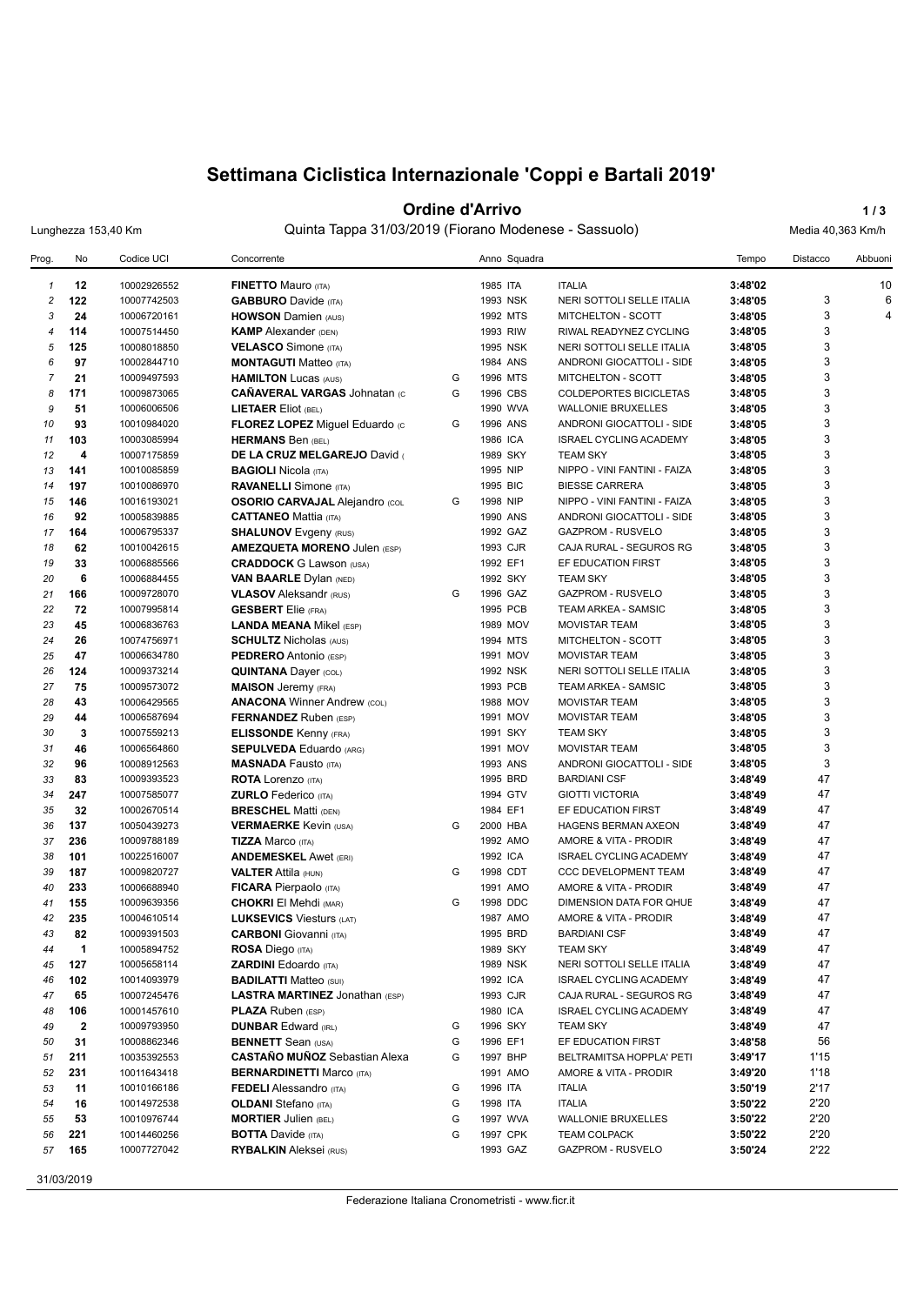# Settimana Ciclistica Internazionale 'Coppi e Bartali 2019'

## Ordine d'Arrivo

Lunghezza 153,40 Km — Quinta Tappa 31/03/2019 (Fiorano Modenese - Sassuolo) — Media 40,363 Km/h

| Prog. | No | Codice UCI | Concorrente | | Anno | Squadra | | Tempo | Distacco | Abbuoni |
|---|---|---|---|---|---|---|---|---|---|---|
| 1 | 12 | 10002926552 | **FINETTO** Mauro (ITA) | | 1985 | ITA | ITALIA | 3:48'02 | | 10 |
| 2 | 122 | 10007742503 | **GABBURO** Davide (ITA) | | 1993 | NSK | NERI SOTTOLI SELLE ITALIA | 3:48'05 | 3 | 6 |
| 3 | 24 | 10006720161 | **HOWSON** Damien (AUS) | | 1992 | MTS | MITCHELTON - SCOTT | 3:48'05 | 3 | 4 |
| 4 | 114 | 10007514450 | **KAMP** Alexander (DEN) | | 1993 | RIW | RIWAL READYNEZ CYCLING | 3:48'05 | 3 | |
| 5 | 125 | 10008018850 | **VELASCO** Simone (ITA) | | 1995 | NSK | NERI SOTTOLI SELLE ITALIA | 3:48'05 | 3 | |
| 6 | 97 | 10002844710 | **MONTAGUTI** Matteo (ITA) | | 1984 | ANS | ANDRONI GIOCATTOLI - SIDE | 3:48'05 | 3 | |
| 7 | 21 | 10009497593 | **HAMILTON** Lucas (AUS) | G | 1996 | MTS | MITCHELTON - SCOTT | 3:48'05 | 3 | |
| 8 | 171 | 10009873065 | **CAÑAVERAL VARGAS** Johnatan (C | G | 1996 | CBS | COLDEPORTES BICICLETAS | 3:48'05 | 3 | |
| 9 | 51 | 10006006506 | **LIETAER** Eliot (BEL) | | 1990 | WVA | WALLONIE BRUXELLES | 3:48'05 | 3 | |
| 10 | 93 | 10010984020 | **FLOREZ LOPEZ** Miguel Eduardo (C | G | 1996 | ANS | ANDRONI GIOCATTOLI - SIDE | 3:48'05 | 3 | |
| 11 | 103 | 10003085994 | **HERMANS** Ben (BEL) | | 1986 | ICA | ISRAEL CYCLING ACADEMY | 3:48'05 | 3 | |
| 12 | 4 | 10007175859 | **DE LA CRUZ MELGAREJO** David ( | | 1989 | SKY | TEAM SKY | 3:48'05 | 3 | |
| 13 | 141 | 10010085859 | **BAGIOLI** Nicola (ITA) | | 1995 | NIP | NIPPO - VINI FANTINI - FAIZA | 3:48'05 | 3 | |
| 14 | 197 | 10010086970 | **RAVANELLI** Simone (ITA) | | 1995 | BIC | BIESSE CARRERA | 3:48'05 | 3 | |
| 15 | 146 | 10016193021 | **OSORIO CARVAJAL** Alejandro (COL | G | 1998 | NIP | NIPPO - VINI FANTINI - FAIZA | 3:48'05 | 3 | |
| 16 | 92 | 10005839885 | **CATTANEO** Mattia (ITA) | | 1990 | ANS | ANDRONI GIOCATTOLI - SIDE | 3:48'05 | 3 | |
| 17 | 164 | 10006795337 | **SHALUNOV** Evgeny (RUS) | | 1992 | GAZ | GAZPROM - RUSVELO | 3:48'05 | 3 | |
| 18 | 62 | 10010042615 | **AMEZQUETA MORENO** Julen (ESP) | | 1993 | CJR | CAJA RURAL - SEGUROS RG | 3:48'05 | 3 | |
| 19 | 33 | 10006885566 | **CRADDOCK** G Lawson (USA) | | 1992 | EF1 | EF EDUCATION FIRST | 3:48'05 | 3 | |
| 20 | 6 | 10006884455 | **VAN BAARLE** Dylan (NED) | | 1992 | SKY | TEAM SKY | 3:48'05 | 3 | |
| 21 | 166 | 10009728070 | **VLASOV** Aleksandr (RUS) | G | 1996 | GAZ | GAZPROM - RUSVELO | 3:48'05 | 3 | |
| 22 | 72 | 10007995814 | **GESBERT** Elie (FRA) | | 1995 | PCB | TEAM ARKEA - SAMSIC | 3:48'05 | 3 | |
| 23 | 45 | 10006836763 | **LANDA MEANA** Mikel (ESP) | | 1989 | MOV | MOVISTAR TEAM | 3:48'05 | 3 | |
| 24 | 26 | 10074756971 | **SCHULTZ** Nicholas (AUS) | | 1994 | MTS | MITCHELTON - SCOTT | 3:48'05 | 3 | |
| 25 | 47 | 10006634780 | **PEDRERO** Antonio (ESP) | | 1991 | MOV | MOVISTAR TEAM | 3:48'05 | 3 | |
| 26 | 124 | 10009373214 | **QUINTANA** Dayer (COL) | | 1992 | NSK | NERI SOTTOLI SELLE ITALIA | 3:48'05 | 3 | |
| 27 | 75 | 10009573072 | **MAISON** Jeremy (FRA) | | 1993 | PCB | TEAM ARKEA - SAMSIC | 3:48'05 | 3 | |
| 28 | 43 | 10006429565 | **ANACONA** Winner Andrew (COL) | | 1988 | MOV | MOVISTAR TEAM | 3:48'05 | 3 | |
| 29 | 44 | 10006587694 | **FERNANDEZ** Ruben (ESP) | | 1991 | MOV | MOVISTAR TEAM | 3:48'05 | 3 | |
| 30 | 3 | 10007559213 | **ELISSONDE** Kenny (FRA) | | 1991 | SKY | TEAM SKY | 3:48'05 | 3 | |
| 31 | 46 | 10006564860 | **SEPULVEDA** Eduardo (ARG) | | 1991 | MOV | MOVISTAR TEAM | 3:48'05 | 3 | |
| 32 | 96 | 10008912563 | **MASNADA** Fausto (ITA) | | 1993 | ANS | ANDRONI GIOCATTOLI - SIDE | 3:48'05 | 3 | |
| 33 | 83 | 10009393523 | **ROTA** Lorenzo (ITA) | | 1995 | BRD | BARDIANI CSF | 3:48'49 | 47 | |
| 34 | 247 | 10007585077 | **ZURLO** Federico (ITA) | | 1994 | GTV | GIOTTI VICTORIA | 3:48'49 | 47 | |
| 35 | 32 | 10002670514 | **BRESCHEL** Matti (DEN) | | 1984 | EF1 | EF EDUCATION FIRST | 3:48'49 | 47 | |
| 36 | 137 | 10050439273 | **VERMAERKE** Kevin (USA) | G | 2000 | HBA | HAGENS BERMAN AXEON | 3:48'49 | 47 | |
| 37 | 236 | 10009788189 | **TIZZA** Marco (ITA) | | 1992 | AMO | AMORE & VITA - PRODIR | 3:48'49 | 47 | |
| 38 | 101 | 10022516007 | **ANDEMESKEL** Awet (ERI) | | 1992 | ICA | ISRAEL CYCLING ACADEMY | 3:48'49 | 47 | |
| 39 | 187 | 10009820727 | **VALTER** Attila (HUN) | G | 1998 | CDT | CCC DEVELOPMENT TEAM | 3:48'49 | 47 | |
| 40 | 233 | 10006688940 | **FICARA** Pierpaolo (ITA) | | 1991 | AMO | AMORE & VITA - PRODIR | 3:48'49 | 47 | |
| 41 | 155 | 10009639356 | **CHOKRI** El Mehdi (MAR) | G | 1998 | DDC | DIMENSION DATA FOR QHUE | 3:48'49 | 47 | |
| 42 | 235 | 10004610514 | **LUKSEVICS** Viesturs (LAT) | | 1987 | AMO | AMORE & VITA - PRODIR | 3:48'49 | 47 | |
| 43 | 82 | 10009391503 | **CARBONI** Giovanni (ITA) | | 1995 | BRD | BARDIANI CSF | 3:48'49 | 47 | |
| 44 | 1 | 10005894752 | **ROSA** Diego (ITA) | | 1989 | SKY | TEAM SKY | 3:48'49 | 47 | |
| 45 | 127 | 10005658114 | **ZARDINI** Edoardo (ITA) | | 1989 | NSK | NERI SOTTOLI SELLE ITALIA | 3:48'49 | 47 | |
| 46 | 102 | 10014093979 | **BADILATTI** Matteo (SUI) | | 1992 | ICA | ISRAEL CYCLING ACADEMY | 3:48'49 | 47 | |
| 47 | 65 | 10007245476 | **LASTRA MARTINEZ** Jonathan (ESP) | | 1993 | CJR | CAJA RURAL - SEGUROS RG | 3:48'49 | 47 | |
| 48 | 106 | 10001457610 | **PLAZA** Ruben (ESP) | | 1980 | ICA | ISRAEL CYCLING ACADEMY | 3:48'49 | 47 | |
| 49 | 2 | 10009793950 | **DUNBAR** Edward (IRL) | G | 1996 | SKY | TEAM SKY | 3:48'49 | 47 | |
| 50 | 31 | 10008862346 | **BENNETT** Sean (USA) | G | 1996 | EF1 | EF EDUCATION FIRST | 3:48'58 | 56 | |
| 51 | 211 | 10035392553 | **CASTAÑO MUÑOZ** Sebastian Alexa | G | 1997 | BHP | BELTRAMITSA HOPPLA' PETI | 3:49'17 | 1'15 | |
| 52 | 231 | 10011643418 | **BERNARDINETTI** Marco (ITA) | | 1991 | AMO | AMORE & VITA - PRODIR | 3:49'20 | 1'18 | |
| 53 | 11 | 10010166186 | **FEDELI** Alessandro (ITA) | G | 1996 | ITA | ITALIA | 3:50'19 | 2'17 | |
| 54 | 16 | 10014972538 | **OLDANI** Stefano (ITA) | G | 1998 | ITA | ITALIA | 3:50'22 | 2'20 | |
| 55 | 53 | 10010976744 | **MORTIER** Julien (BEL) | G | 1997 | WVA | WALLONIE BRUXELLES | 3:50'22 | 2'20 | |
| 56 | 221 | 10014460256 | **BOTTA** Davide (ITA) | G | 1997 | CPK | TEAM COLPACK | 3:50'22 | 2'20 | |
| 57 | 165 | 10007727042 | **RYBALKIN** Aleksei (RUS) | | 1993 | GAZ | GAZPROM - RUSVELO | 3:50'24 | 2'22 | |

31/03/2019

Federazione Italiana Cronometristi - www.ficr.it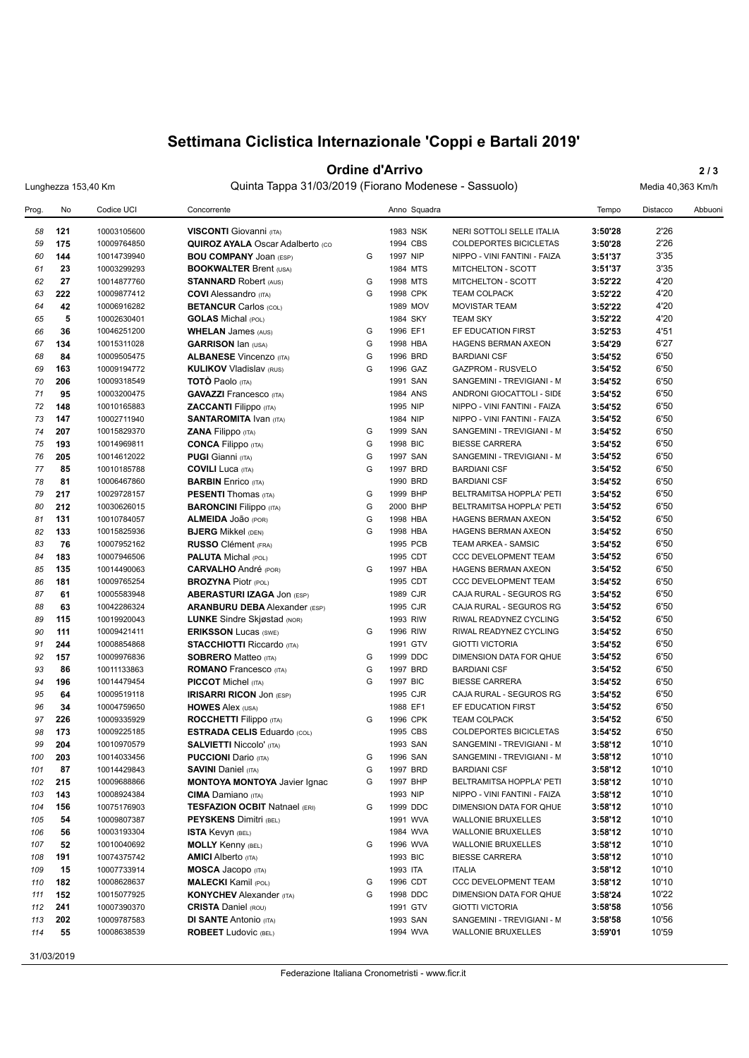# Settimana Ciclistica Internazionale 'Coppi e Bartali 2019'

## Ordine d'Arrivo

Lunghezza 153,40 Km — Quinta Tappa 31/03/2019 (Fiorano Modenese - Sassuolo) — Media 40,363 Km/h

| Prog. | No | Codice UCI | Concorrente | | Anno | Squadra | | Tempo | Distacco | Abbuoni |
|---|---|---|---|---|---|---|---|---|---|---|
| 58 | 121 | 10003105600 | **VISCONTI** Giovanni (ITA) | | 1983 | NSK | NERI SOTTOLI SELLE ITALIA | **3:50'28** | 2'26 | |
| 59 | 175 | 10009764850 | **QUIROZ AYALA** Oscar Adalberto (CO | | 1994 | CBS | COLDEPORTES BICICLETAS | **3:50'28** | 2'26 | |
| 60 | 144 | 10014739940 | **BOU COMPANY** Joan (ESP) | G | 1997 | NIP | NIPPO - VINI FANTINI - FAIZA | **3:51'37** | 3'35 | |
| 61 | 23 | 10003299293 | **BOOKWALTER** Brent (USA) | | 1984 | MTS | MITCHELTON - SCOTT | **3:51'37** | 3'35 | |
| 62 | 27 | 10014877760 | **STANNARD** Robert (AUS) | G | 1998 | MTS | MITCHELTON - SCOTT | **3:52'22** | 4'20 | |
| 63 | 222 | 10009877412 | **COVI** Alessandro (ITA) | G | 1998 | CPK | TEAM COLPACK | **3:52'22** | 4'20 | |
| 64 | 42 | 10006916282 | **BETANCUR** Carlos (COL) | | 1989 | MOV | MOVISTAR TEAM | **3:52'22** | 4'20 | |
| 65 | 5 | 10002630401 | **GOLAS** Michal (POL) | | 1984 | SKY | TEAM SKY | **3:52'22** | 4'20 | |
| 66 | 36 | 10046251200 | **WHELAN** James (AUS) | G | 1996 | EF1 | EF EDUCATION FIRST | **3:52'53** | 4'51 | |
| 67 | 134 | 10015311028 | **GARRISON** Ian (USA) | G | 1998 | HBA | HAGENS BERMAN AXEON | **3:54'29** | 6'27 | |
| 68 | 84 | 10009505475 | **ALBANESE** Vincenzo (ITA) | G | 1996 | BRD | BARDIANI CSF | **3:54'52** | 6'50 | |
| 69 | 163 | 10009194772 | **KULIKOV** Vladislav (RUS) | G | 1996 | GAZ | GAZPROM - RUSVELO | **3:54'52** | 6'50 | |
| 70 | 206 | 10009318549 | **TOTÒ** Paolo (ITA) | | 1991 | SAN | SANGEMINI - TREVIGIANI - M | **3:54'52** | 6'50 | |
| 71 | 95 | 10003200475 | **GAVAZZI** Francesco (ITA) | | 1984 | ANS | ANDRONI GIOCATTOLI - SIDE | **3:54'52** | 6'50 | |
| 72 | 148 | 10010165883 | **ZACCANTI** Filippo (ITA) | | 1995 | NIP | NIPPO - VINI FANTINI - FAIZA | **3:54'52** | 6'50 | |
| 73 | 147 | 10002711940 | **SANTAROMITA** Ivan (ITA) | | 1984 | NIP | NIPPO - VINI FANTINI - FAIZA | **3:54'52** | 6'50 | |
| 74 | 207 | 10015829370 | **ZANA** Filippo (ITA) | G | 1999 | SAN | SANGEMINI - TREVIGIANI - M | **3:54'52** | 6'50 | |
| 75 | 193 | 10014969811 | **CONCA** Filippo (ITA) | G | 1998 | BIC | BIESSE CARRERA | **3:54'52** | 6'50 | |
| 76 | 205 | 10014612022 | **PUGI** Gianni (ITA) | G | 1997 | SAN | SANGEMINI - TREVIGIANI - M | **3:54'52** | 6'50 | |
| 77 | 85 | 10010185788 | **COVILI** Luca (ITA) | G | 1997 | BRD | BARDIANI CSF | **3:54'52** | 6'50 | |
| 78 | 81 | 10006467860 | **BARBIN** Enrico (ITA) | | 1990 | BRD | BARDIANI CSF | **3:54'52** | 6'50 | |
| 79 | 217 | 10029728157 | **PESENTI** Thomas (ITA) | G | 1999 | BHP | BELTRAMITSA HOPPLA' PETI | **3:54'52** | 6'50 | |
| 80 | 212 | 10030626015 | **BARONCINI** Filippo (ITA) | G | 2000 | BHP | BELTRAMITSA HOPPLA' PETI | **3:54'52** | 6'50 | |
| 81 | 131 | 10010784057 | **ALMEIDA** João (POR) | G | 1998 | HBA | HAGENS BERMAN AXEON | **3:54'52** | 6'50 | |
| 82 | 133 | 10015825936 | **BJERG** Mikkel (DEN) | G | 1998 | HBA | HAGENS BERMAN AXEON | **3:54'52** | 6'50 | |
| 83 | 76 | 10007952162 | **RUSSO** Clément (FRA) | | 1995 | PCB | TEAM ARKEA - SAMSIC | **3:54'52** | 6'50 | |
| 84 | 183 | 10007946506 | **PALUTA** Michal (POL) | | 1995 | CDT | CCC DEVELOPMENT TEAM | **3:54'52** | 6'50 | |
| 85 | 135 | 10014490063 | **CARVALHO** André (POR) | G | 1997 | HBA | HAGENS BERMAN AXEON | **3:54'52** | 6'50 | |
| 86 | 181 | 10009765254 | **BROZYNA** Piotr (POL) | | 1995 | CDT | CCC DEVELOPMENT TEAM | **3:54'52** | 6'50 | |
| 87 | 61 | 10005583948 | **ABERASTURI IZAGA** Jon (ESP) | | 1989 | CJR | CAJA RURAL - SEGUROS RG | **3:54'52** | 6'50 | |
| 88 | 63 | 10042286324 | **ARANBURU DEBA** Alexander (ESP) | | 1995 | CJR | CAJA RURAL - SEGUROS RG | **3:54'52** | 6'50 | |
| 89 | 115 | 10019920043 | **LUNKE** Sindre Skjøstad (NOR) | | 1993 | RIW | RIWAL READYNEZ CYCLING | **3:54'52** | 6'50 | |
| 90 | 111 | 10009421411 | **ERIKSSON** Lucas (SWE) | G | 1996 | RIW | RIWAL READYNEZ CYCLING | **3:54'52** | 6'50 | |
| 91 | 244 | 10008854868 | **STACCHIOTTI** Riccardo (ITA) | | 1991 | GTV | GIOTTI VICTORIA | **3:54'52** | 6'50 | |
| 92 | 157 | 10009976836 | **SOBRERO** Matteo (ITA) | G | 1999 | DDC | DIMENSION DATA FOR QHUE | **3:54'52** | 6'50 | |
| 93 | 86 | 10011133863 | **ROMANO** Francesco (ITA) | G | 1997 | BRD | BARDIANI CSF | **3:54'52** | 6'50 | |
| 94 | 196 | 10014479454 | **PICCOT** Michel (ITA) | G | 1997 | BIC | BIESSE CARRERA | **3:54'52** | 6'50 | |
| 95 | 64 | 10009519118 | **IRISARRI RICON** Jon (ESP) | | 1995 | CJR | CAJA RURAL - SEGUROS RG | **3:54'52** | 6'50 | |
| 96 | 34 | 10004759650 | **HOWES** Alex (USA) | | 1988 | EF1 | EF EDUCATION FIRST | **3:54'52** | 6'50 | |
| 97 | 226 | 10009335929 | **ROCCHETTI** Filippo (ITA) | G | 1996 | CPK | TEAM COLPACK | **3:54'52** | 6'50 | |
| 98 | 173 | 10009225185 | **ESTRADA CELIS** Eduardo (COL) | | 1995 | CBS | COLDEPORTES BICICLETAS | **3:54'52** | 6'50 | |
| 99 | 204 | 10010970579 | **SALVIETTI** Niccolo' (ITA) | | 1993 | SAN | SANGEMINI - TREVIGIANI - M | **3:58'12** | 10'10 | |
| 100 | 203 | 10014033456 | **PUCCIONI** Dario (ITA) | G | 1996 | SAN | SANGEMINI - TREVIGIANI - M | **3:58'12** | 10'10 | |
| 101 | 87 | 10014429843 | **SAVINI** Daniel (ITA) | G | 1997 | BRD | BARDIANI CSF | **3:58'12** | 10'10 | |
| 102 | 215 | 10009688866 | **MONTOYA MONTOYA** Javier Ignac | G | 1997 | BHP | BELTRAMITSA HOPPLA' PETI | **3:58'12** | 10'10 | |
| 103 | 143 | 10008924384 | **CIMA** Damiano (ITA) | | 1993 | NIP | NIPPO - VINI FANTINI - FAIZA | **3:58'12** | 10'10 | |
| 104 | 156 | 10075176903 | **TESFAZION OCBIT** Natnael (ERI) | G | 1999 | DDC | DIMENSION DATA FOR QHUE | **3:58'12** | 10'10 | |
| 105 | 54 | 10009807387 | **PEYSKENS** Dimitri (BEL) | | 1991 | WVA | WALLONIE BRUXELLES | **3:58'12** | 10'10 | |
| 106 | 56 | 10003193304 | **ISTA** Kevyn (BEL) | | 1984 | WVA | WALLONIE BRUXELLES | **3:58'12** | 10'10 | |
| 107 | 52 | 10010040692 | **MOLLY** Kenny (BEL) | G | 1996 | WVA | WALLONIE BRUXELLES | **3:58'12** | 10'10 | |
| 108 | 191 | 10074375742 | **AMICI** Alberto (ITA) | | 1993 | BIC | BIESSE CARRERA | **3:58'12** | 10'10 | |
| 109 | 15 | 10007733914 | **MOSCA** Jacopo (ITA) | | 1993 | ITA | ITALIA | **3:58'12** | 10'10 | |
| 110 | 182 | 10008628637 | **MALECKI** Kamil (POL) | G | 1996 | CDT | CCC DEVELOPMENT TEAM | **3:58'12** | 10'10 | |
| 111 | 152 | 10015077925 | **KONYCHEV** Alexander (ITA) | G | 1998 | DDC | DIMENSION DATA FOR QHUE | **3:58'24** | 10'22 | |
| 112 | 241 | 10007390370 | **CRISTA** Daniel (ROU) | | 1991 | GTV | GIOTTI VICTORIA | **3:58'58** | 10'56 | |
| 113 | 202 | 10009787583 | **DI SANTE** Antonio (ITA) | | 1993 | SAN | SANGEMINI - TREVIGIANI - M | **3:58'58** | 10'56 | |
| 114 | 55 | 10008638539 | **ROBEET** Ludovic (BEL) | | 1994 | WVA | WALLONIE BRUXELLES | **3:59'01** | 10'59 | |

31/03/2019

Federazione Italiana Cronometristi - www.ficr.it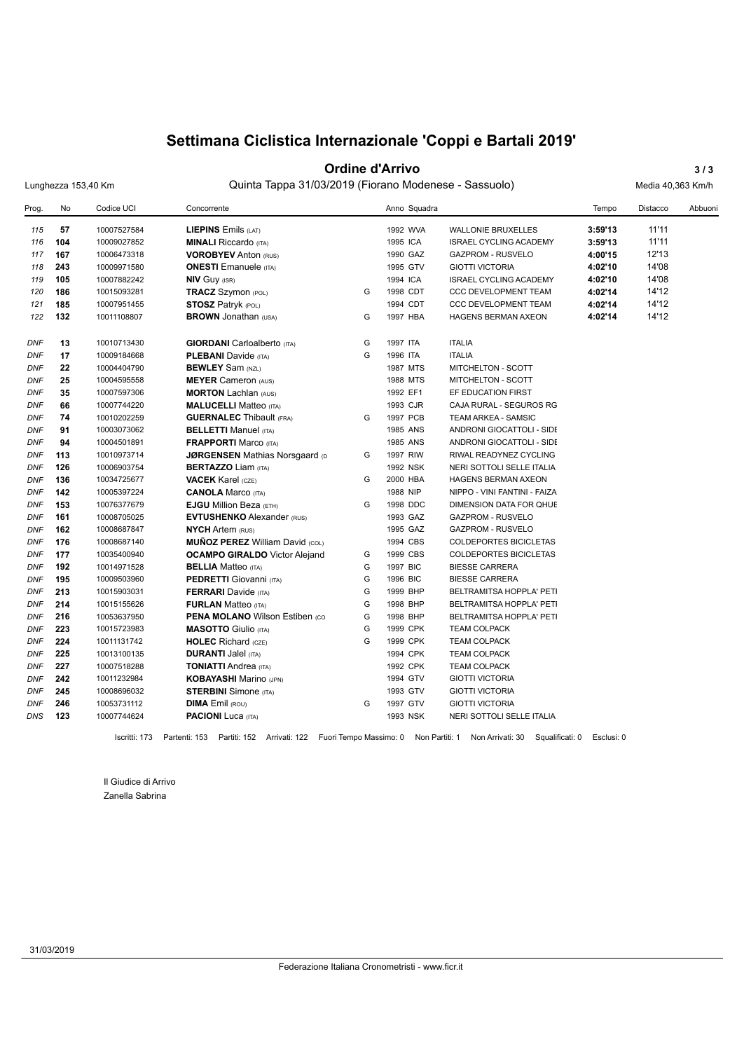# Settimana Ciclistica Internazionale 'Coppi e Bartali 2019'

## Ordine d'Arrivo

Lunghezza 153,40 Km — Quinta Tappa 31/03/2019 (Fiorano Modenese - Sassuolo) — Media 40,363 Km/h

| Prog. | No | Codice UCI | Concorrente | | Anno | Squadra | | Tempo | Distacco | Abbuoni |
|---|---|---|---|---|---|---|---|---|---|---|
| 115 | 57 | 10007527584 | **LIEPINS** Emils (LAT) | | 1992 | WVA | WALLONIE BRUXELLES | **3:59'13** | 11'11 | |
| 116 | 104 | 10009027852 | **MINALI** Riccardo (ITA) | | 1995 | ICA | ISRAEL CYCLING ACADEMY | **3:59'13** | 11'11 | |
| 117 | 167 | 10006473318 | **VOROBYEV** Anton (RUS) | | 1990 | GAZ | GAZPROM - RUSVELO | **4:00'15** | 12'13 | |
| 118 | 243 | 10009971580 | **ONESTI** Emanuele (ITA) | | 1995 | GTV | GIOTTI VICTORIA | **4:02'10** | 14'08 | |
| 119 | 105 | 10007882242 | **NIV** Guy (ISR) | | 1994 | ICA | ISRAEL CYCLING ACADEMY | **4:02'10** | 14'08 | |
| 120 | 186 | 10015093281 | **TRACZ** Szymon (POL) | G | 1998 | CDT | CCC DEVELOPMENT TEAM | **4:02'14** | 14'12 | |
| 121 | 185 | 10007951455 | **STOSZ** Patryk (POL) | | 1994 | CDT | CCC DEVELOPMENT TEAM | **4:02'14** | 14'12 | |
| 122 | 132 | 10011108807 | **BROWN** Jonathan (USA) | G | 1997 | HBA | HAGENS BERMAN AXEON | **4:02'14** | 14'12 | |
| DNF | 13 | 10010713430 | **GIORDANI** Carloalberto (ITA) | G | 1997 | ITA | ITALIA | | | |
| DNF | 17 | 10009184668 | **PLEBANI** Davide (ITA) | G | 1996 | ITA | ITALIA | | | |
| DNF | 22 | 10004404790 | **BEWLEY** Sam (NZL) | | 1987 | MTS | MITCHELTON - SCOTT | | | |
| DNF | 25 | 10004595558 | **MEYER** Cameron (AUS) | | 1988 | MTS | MITCHELTON - SCOTT | | | |
| DNF | 35 | 10007597306 | **MORTON** Lachlan (AUS) | | 1992 | EF1 | EF EDUCATION FIRST | | | |
| DNF | 66 | 10007744220 | **MALUCELLI** Matteo (ITA) | | 1993 | CJR | CAJA RURAL - SEGUROS RG | | | |
| DNF | 74 | 10010202259 | **GUERNALEC** Thibault (FRA) | G | 1997 | PCB | TEAM ARKEA - SAMSIC | | | |
| DNF | 91 | 10003073062 | **BELLETTI** Manuel (ITA) | | 1985 | ANS | ANDRONI GIOCATTOLI - SIDE | | | |
| DNF | 94 | 10004501891 | **FRAPPORTI** Marco (ITA) | | 1985 | ANS | ANDRONI GIOCATTOLI - SIDE | | | |
| DNF | 113 | 10010973714 | **JØRGENSEN** Mathias Norsgaard (D | G | 1997 | RIW | RIWAL READYNEZ CYCLING | | | |
| DNF | 126 | 10006903754 | **BERTAZZO** Liam (ITA) | | 1992 | NSK | NERI SOTTOLI SELLE ITALIA | | | |
| DNF | 136 | 10034725677 | **VACEK** Karel (CZE) | G | 2000 | HBA | HAGENS BERMAN AXEON | | | |
| DNF | 142 | 10005397224 | **CANOLA** Marco (ITA) | | 1988 | NIP | NIPPO - VINI FANTINI - FAIZA | | | |
| DNF | 153 | 10076377679 | **EJGU** Million Beza (ETH) | G | 1998 | DDC | DIMENSION DATA FOR QHUE | | | |
| DNF | 161 | 10008705025 | **EVTUSHENKO** Alexander (RUS) | | 1993 | GAZ | GAZPROM - RUSVELO | | | |
| DNF | 162 | 10008687847 | **NYCH** Artem (RUS) | | 1995 | GAZ | GAZPROM - RUSVELO | | | |
| DNF | 176 | 10008687140 | **MUÑOZ PEREZ** William David (COL) | | 1994 | CBS | COLDEPORTES BICICLETAS | | | |
| DNF | 177 | 10035400940 | **OCAMPO GIRALDO** Victor Alejand | G | 1999 | CBS | COLDEPORTES BICICLETAS | | | |
| DNF | 192 | 10014971528 | **BELLIA** Matteo (ITA) | G | 1997 | BIC | BIESSE CARRERA | | | |
| DNF | 195 | 10009503960 | **PEDRETTI** Giovanni (ITA) | G | 1996 | BIC | BIESSE CARRERA | | | |
| DNF | 213 | 10015903031 | **FERRARI** Davide (ITA) | G | 1999 | BHP | BELTRAMITSA HOPPLA' PETI | | | |
| DNF | 214 | 10015155626 | **FURLAN** Matteo (ITA) | G | 1998 | BHP | BELTRAMITSA HOPPLA' PETI | | | |
| DNF | 216 | 10053637950 | **PENA MOLANO** Wilson Estiben (CO | G | 1998 | BHP | BELTRAMITSA HOPPLA' PETI | | | |
| DNF | 223 | 10015723983 | **MASOTTO** Giulio (ITA) | G | 1999 | CPK | TEAM COLPACK | | | |
| DNF | 224 | 10011131742 | **HOLEC** Richard (CZE) | G | 1999 | CPK | TEAM COLPACK | | | |
| DNF | 225 | 10013100135 | **DURANTI** Jalel (ITA) | | 1994 | CPK | TEAM COLPACK | | | |
| DNF | 227 | 10007518288 | **TONIATTI** Andrea (ITA) | | 1992 | CPK | TEAM COLPACK | | | |
| DNF | 242 | 10011232984 | **KOBAYASHI** Marino (JPN) | | 1994 | GTV | GIOTTI VICTORIA | | | |
| DNF | 245 | 10008696032 | **STERBINI** Simone (ITA) | | 1993 | GTV | GIOTTI VICTORIA | | | |
| DNF | 246 | 10053731112 | **DIMA** Emil (ROU) | G | 1997 | GTV | GIOTTI VICTORIA | | | |
| DNS | 123 | 10007744624 | **PACIONI** Luca (ITA) | | 1993 | NSK | NERI SOTTOLI SELLE ITALIA | | | |

Iscritti: 173 Partenti: 153 Partiti: 152 Arrivati: 122 Fuori Tempo Massimo: 0 Non Partiti: 1 Non Arrivati: 30 Squalificati: 0 Esclusi: 0

Il Giudice di Arrivo
Zanella Sabrina

31/03/2019

Federazione Italiana Cronometristi - www.ficr.it